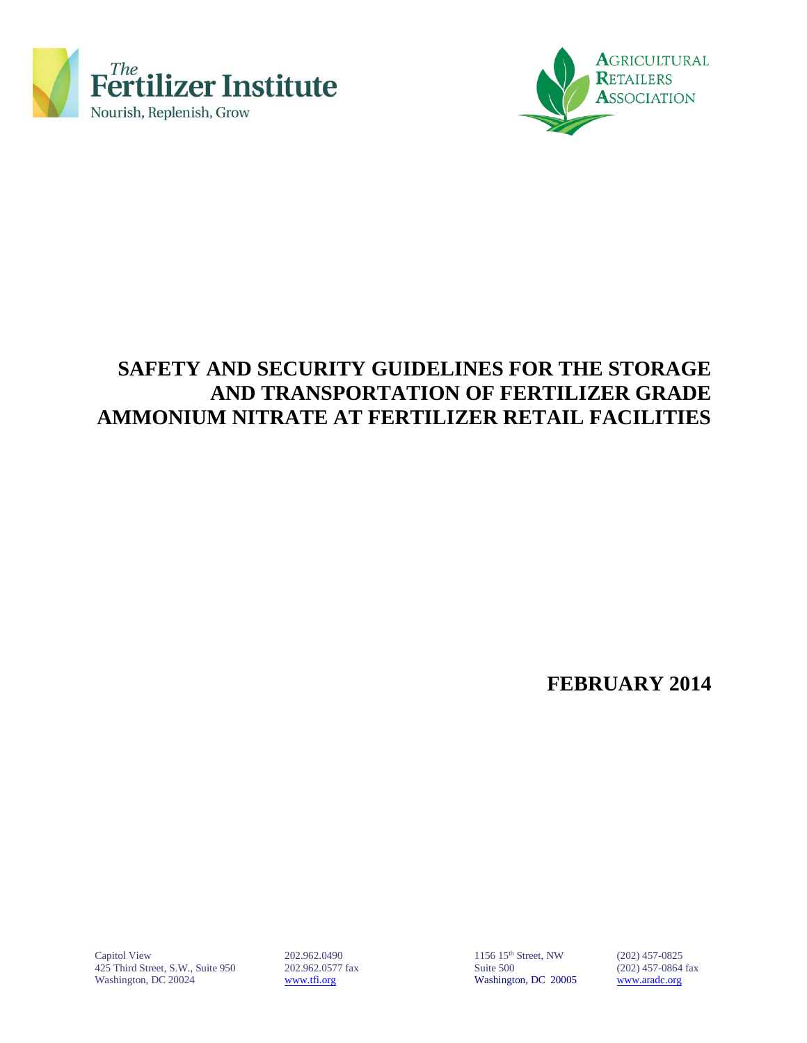The Fertilizer Institute
Nourish, Replenish, Grow

Agricultural Retailers Association

# SAFETY AND SECURITY GUIDELINES FOR THE STORAGE AND TRANSPORTATION OF FERTILIZER GRADE AMMONIUM NITRATE AT FERTILIZER RETAIL FACILITIES

**FEBRUARY 2014**

Capitol View
425 Third Street, S.W., Suite 950
Washington, DC 20024

202.962.0490
202.962.0577 fax
www.tfi.org

1156 15th Street, NW
Suite 500
Washington, DC 20005

(202) 457-0825
(202) 457-0864 fax
www.aradc.org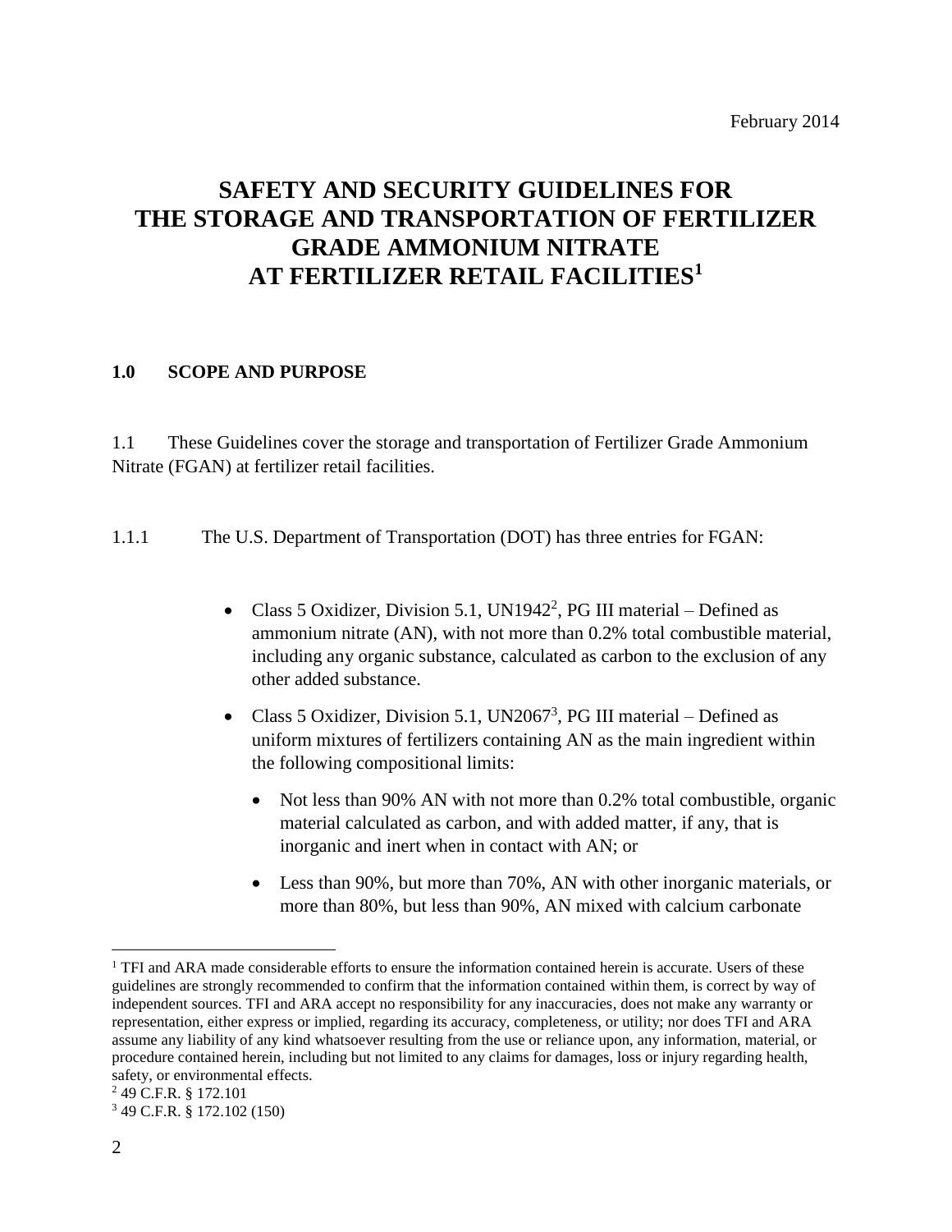February 2014

# SAFETY AND SECURITY GUIDELINES FOR THE STORAGE AND TRANSPORTATION OF FERTILIZER GRADE AMMONIUM NITRATE AT FERTILIZER RETAIL FACILITIES[1]

## 1.0 SCOPE AND PURPOSE

1.1 These Guidelines cover the storage and transportation of Fertilizer Grade Ammonium Nitrate (FGAN) at fertilizer retail facilities.

1.1.1 The U.S. Department of Transportation (DOT) has three entries for FGAN:

- Class 5 Oxidizer, Division 5.1, UN1942[2], PG III material – Defined as ammonium nitrate (AN), with not more than 0.2% total combustible material, including any organic substance, calculated as carbon to the exclusion of any other added substance.
- Class 5 Oxidizer, Division 5.1, UN2067[3], PG III material – Defined as uniform mixtures of fertilizers containing AN as the main ingredient within the following compositional limits:
  - Not less than 90% AN with not more than 0.2% total combustible, organic material calculated as carbon, and with added matter, if any, that is inorganic and inert when in contact with AN; or
  - Less than 90%, but more than 70%, AN with other inorganic materials, or more than 80%, but less than 90%, AN mixed with calcium carbonate

[1] TFI and ARA made considerable efforts to ensure the information contained herein is accurate. Users of these guidelines are strongly recommended to confirm that the information contained within them, is correct by way of independent sources. TFI and ARA accept no responsibility for any inaccuracies, does not make any warranty or representation, either express or implied, regarding its accuracy, completeness, or utility; nor does TFI and ARA assume any liability of any kind whatsoever resulting from the use or reliance upon, any information, material, or procedure contained herein, including but not limited to any claims for damages, loss or injury regarding health, safety, or environmental effects.

[2] 49 C.F.R. § 172.101

[3] 49 C.F.R. § 172.102 (150)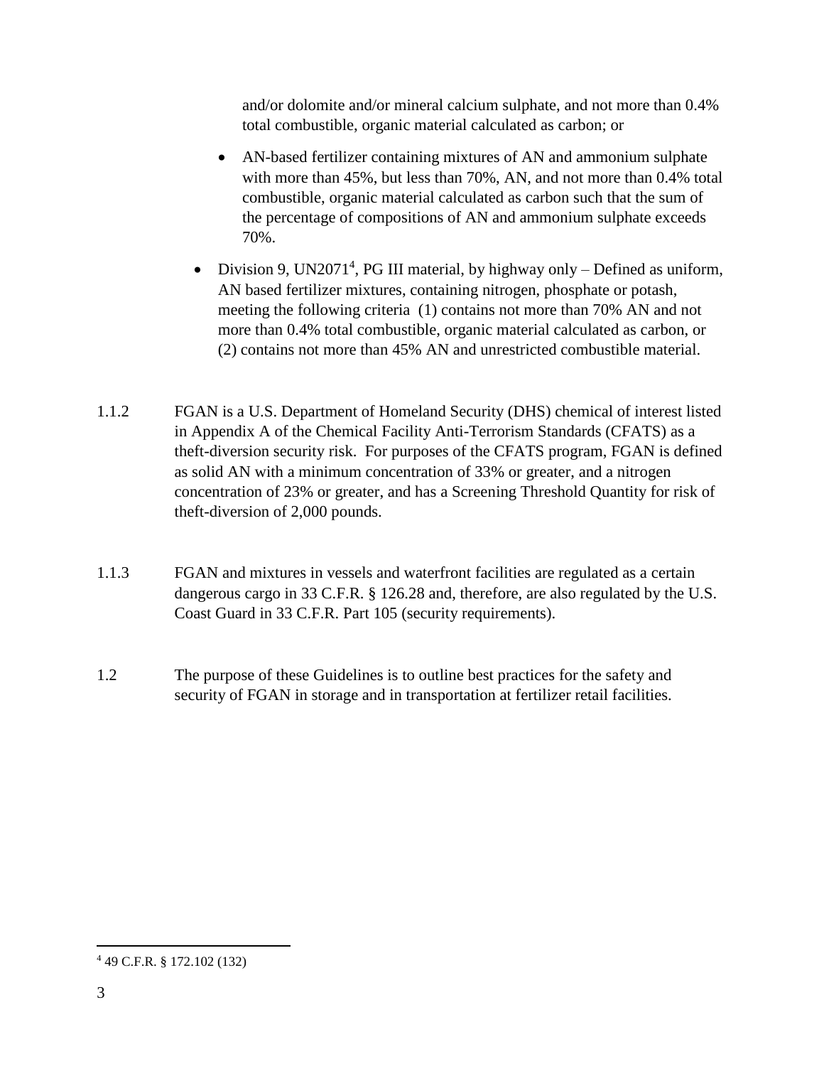and/or dolomite and/or mineral calcium sulphate, and not more than 0.4% total combustible, organic material calculated as carbon; or

    - AN-based fertilizer containing mixtures of AN and ammonium sulphate with more than 45%, but less than 70%, AN, and not more than 0.4% total combustible, organic material calculated as carbon such that the sum of the percentage of compositions of AN and ammonium sulphate exceeds 70%.

- Division 9, UN2071[4], PG III material, by highway only – Defined as uniform, AN based fertilizer mixtures, containing nitrogen, phosphate or potash, meeting the following criteria (1) contains not more than 70% AN and not more than 0.4% total combustible, organic material calculated as carbon, or (2) contains not more than 45% AN and unrestricted combustible material.

1.1.2 FGAN is a U.S. Department of Homeland Security (DHS) chemical of interest listed in Appendix A of the Chemical Facility Anti-Terrorism Standards (CFATS) as a theft-diversion security risk. For purposes of the CFATS program, FGAN is defined as solid AN with a minimum concentration of 33% or greater, and a nitrogen concentration of 23% or greater, and has a Screening Threshold Quantity for risk of theft-diversion of 2,000 pounds.

1.1.3 FGAN and mixtures in vessels and waterfront facilities are regulated as a certain dangerous cargo in 33 C.F.R. § 126.28 and, therefore, are also regulated by the U.S. Coast Guard in 33 C.F.R. Part 105 (security requirements).

1.2 The purpose of these Guidelines is to outline best practices for the safety and security of FGAN in storage and in transportation at fertilizer retail facilities.

---

[4] 49 C.F.R. § 172.102 (132)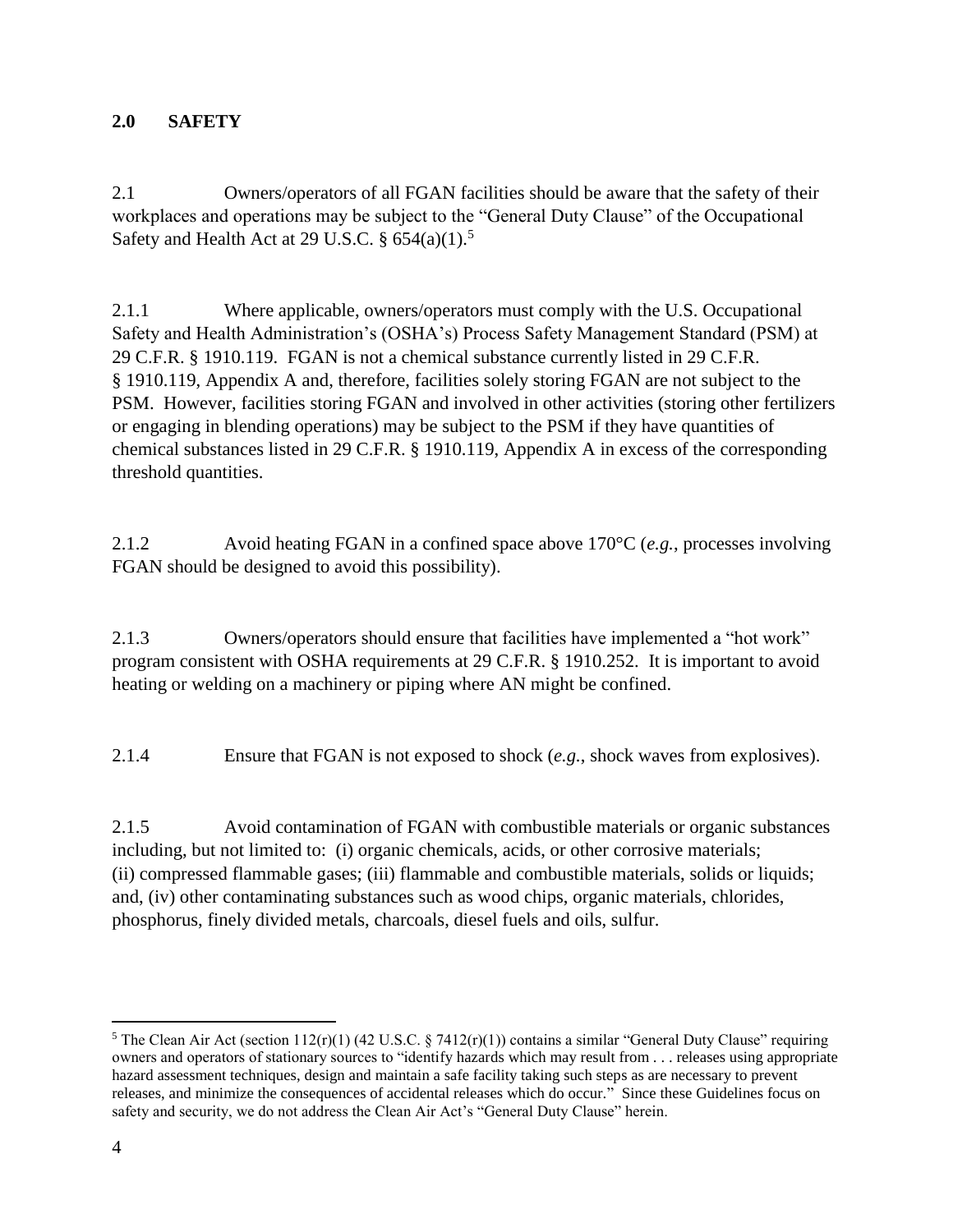## 2.0 SAFETY

2.1 Owners/operators of all FGAN facilities should be aware that the safety of their workplaces and operations may be subject to the "General Duty Clause" of the Occupational Safety and Health Act at 29 U.S.C. § 654(a)(1).[5]

2.1.1 Where applicable, owners/operators must comply with the U.S. Occupational Safety and Health Administration's (OSHA's) Process Safety Management Standard (PSM) at 29 C.F.R. § 1910.119. FGAN is not a chemical substance currently listed in 29 C.F.R. § 1910.119, Appendix A and, therefore, facilities solely storing FGAN are not subject to the PSM. However, facilities storing FGAN and involved in other activities (storing other fertilizers or engaging in blending operations) may be subject to the PSM if they have quantities of chemical substances listed in 29 C.F.R. § 1910.119, Appendix A in excess of the corresponding threshold quantities.

2.1.2 Avoid heating FGAN in a confined space above 170°C (*e.g.*, processes involving FGAN should be designed to avoid this possibility).

2.1.3 Owners/operators should ensure that facilities have implemented a "hot work" program consistent with OSHA requirements at 29 C.F.R. § 1910.252. It is important to avoid heating or welding on a machinery or piping where AN might be confined.

2.1.4 Ensure that FGAN is not exposed to shock (*e.g.*, shock waves from explosives).

2.1.5 Avoid contamination of FGAN with combustible materials or organic substances including, but not limited to: (i) organic chemicals, acids, or other corrosive materials; (ii) compressed flammable gases; (iii) flammable and combustible materials, solids or liquids; and, (iv) other contaminating substances such as wood chips, organic materials, chlorides, phosphorus, finely divided metals, charcoals, diesel fuels and oils, sulfur.

---

[5] The Clean Air Act (section 112(r)(1) (42 U.S.C. § 7412(r)(1)) contains a similar "General Duty Clause" requiring owners and operators of stationary sources to "identify hazards which may result from . . . releases using appropriate hazard assessment techniques, design and maintain a safe facility taking such steps as are necessary to prevent releases, and minimize the consequences of accidental releases which do occur." Since these Guidelines focus on safety and security, we do not address the Clean Air Act's "General Duty Clause" herein.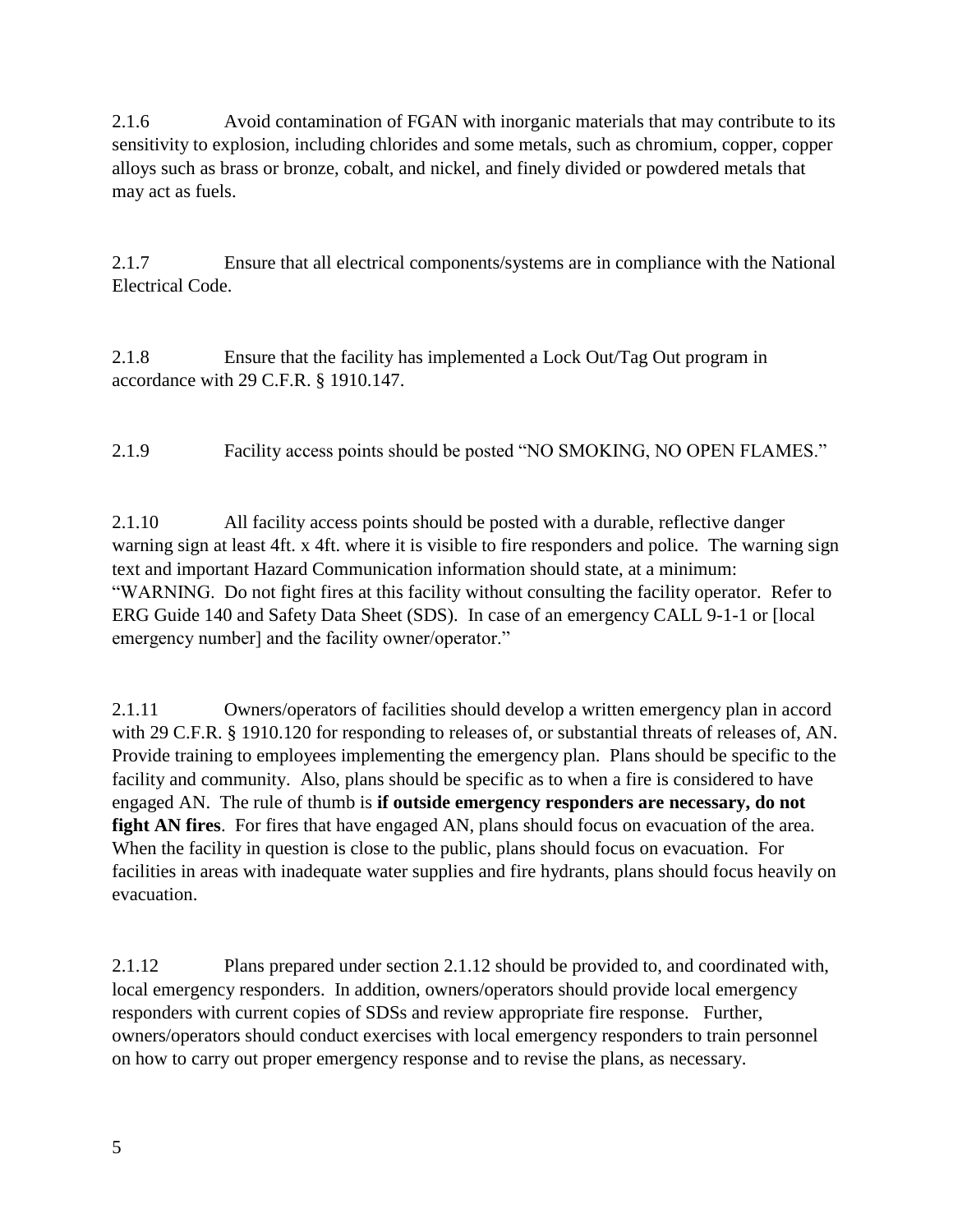2.1.6 Avoid contamination of FGAN with inorganic materials that may contribute to its sensitivity to explosion, including chlorides and some metals, such as chromium, copper, copper alloys such as brass or bronze, cobalt, and nickel, and finely divided or powdered metals that may act as fuels.

2.1.7 Ensure that all electrical components/systems are in compliance with the National Electrical Code.

2.1.8 Ensure that the facility has implemented a Lock Out/Tag Out program in accordance with 29 C.F.R. § 1910.147.

2.1.9 Facility access points should be posted "NO SMOKING, NO OPEN FLAMES."

2.1.10 All facility access points should be posted with a durable, reflective danger warning sign at least 4ft. x 4ft. where it is visible to fire responders and police. The warning sign text and important Hazard Communication information should state, at a minimum: "WARNING. Do not fight fires at this facility without consulting the facility operator. Refer to ERG Guide 140 and Safety Data Sheet (SDS). In case of an emergency CALL 9-1-1 or [local emergency number] and the facility owner/operator."

2.1.11 Owners/operators of facilities should develop a written emergency plan in accord with 29 C.F.R. § 1910.120 for responding to releases of, or substantial threats of releases of, AN. Provide training to employees implementing the emergency plan. Plans should be specific to the facility and community. Also, plans should be specific as to when a fire is considered to have engaged AN. The rule of thumb is **if outside emergency responders are necessary, do not fight AN fires**. For fires that have engaged AN, plans should focus on evacuation of the area. When the facility in question is close to the public, plans should focus on evacuation. For facilities in areas with inadequate water supplies and fire hydrants, plans should focus heavily on evacuation.

2.1.12 Plans prepared under section 2.1.12 should be provided to, and coordinated with, local emergency responders. In addition, owners/operators should provide local emergency responders with current copies of SDSs and review appropriate fire response. Further, owners/operators should conduct exercises with local emergency responders to train personnel on how to carry out proper emergency response and to revise the plans, as necessary.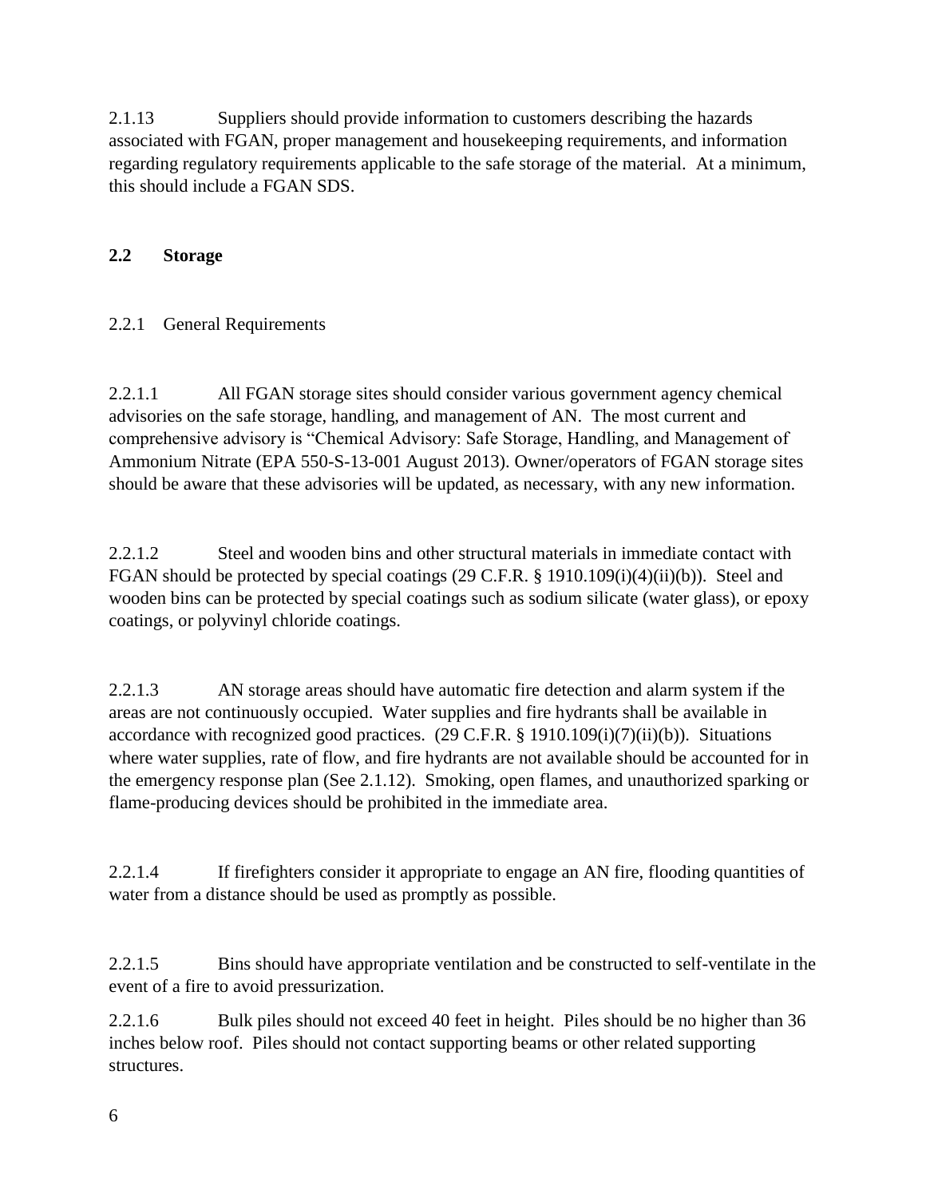2.1.13 Suppliers should provide information to customers describing the hazards associated with FGAN, proper management and housekeeping requirements, and information regarding regulatory requirements applicable to the safe storage of the material. At a minimum, this should include a FGAN SDS.

## 2.2 Storage

### 2.2.1 General Requirements

2.2.1.1 All FGAN storage sites should consider various government agency chemical advisories on the safe storage, handling, and management of AN. The most current and comprehensive advisory is "Chemical Advisory: Safe Storage, Handling, and Management of Ammonium Nitrate (EPA 550-S-13-001 August 2013). Owner/operators of FGAN storage sites should be aware that these advisories will be updated, as necessary, with any new information.

2.2.1.2 Steel and wooden bins and other structural materials in immediate contact with FGAN should be protected by special coatings (29 C.F.R. § 1910.109(i)(4)(ii)(b)). Steel and wooden bins can be protected by special coatings such as sodium silicate (water glass), or epoxy coatings, or polyvinyl chloride coatings.

2.2.1.3 AN storage areas should have automatic fire detection and alarm system if the areas are not continuously occupied. Water supplies and fire hydrants shall be available in accordance with recognized good practices. (29 C.F.R. § 1910.109(i)(7)(ii)(b)). Situations where water supplies, rate of flow, and fire hydrants are not available should be accounted for in the emergency response plan (See 2.1.12). Smoking, open flames, and unauthorized sparking or flame-producing devices should be prohibited in the immediate area.

2.2.1.4 If firefighters consider it appropriate to engage an AN fire, flooding quantities of water from a distance should be used as promptly as possible.

2.2.1.5 Bins should have appropriate ventilation and be constructed to self-ventilate in the event of a fire to avoid pressurization.

2.2.1.6 Bulk piles should not exceed 40 feet in height. Piles should be no higher than 36 inches below roof. Piles should not contact supporting beams or other related supporting structures.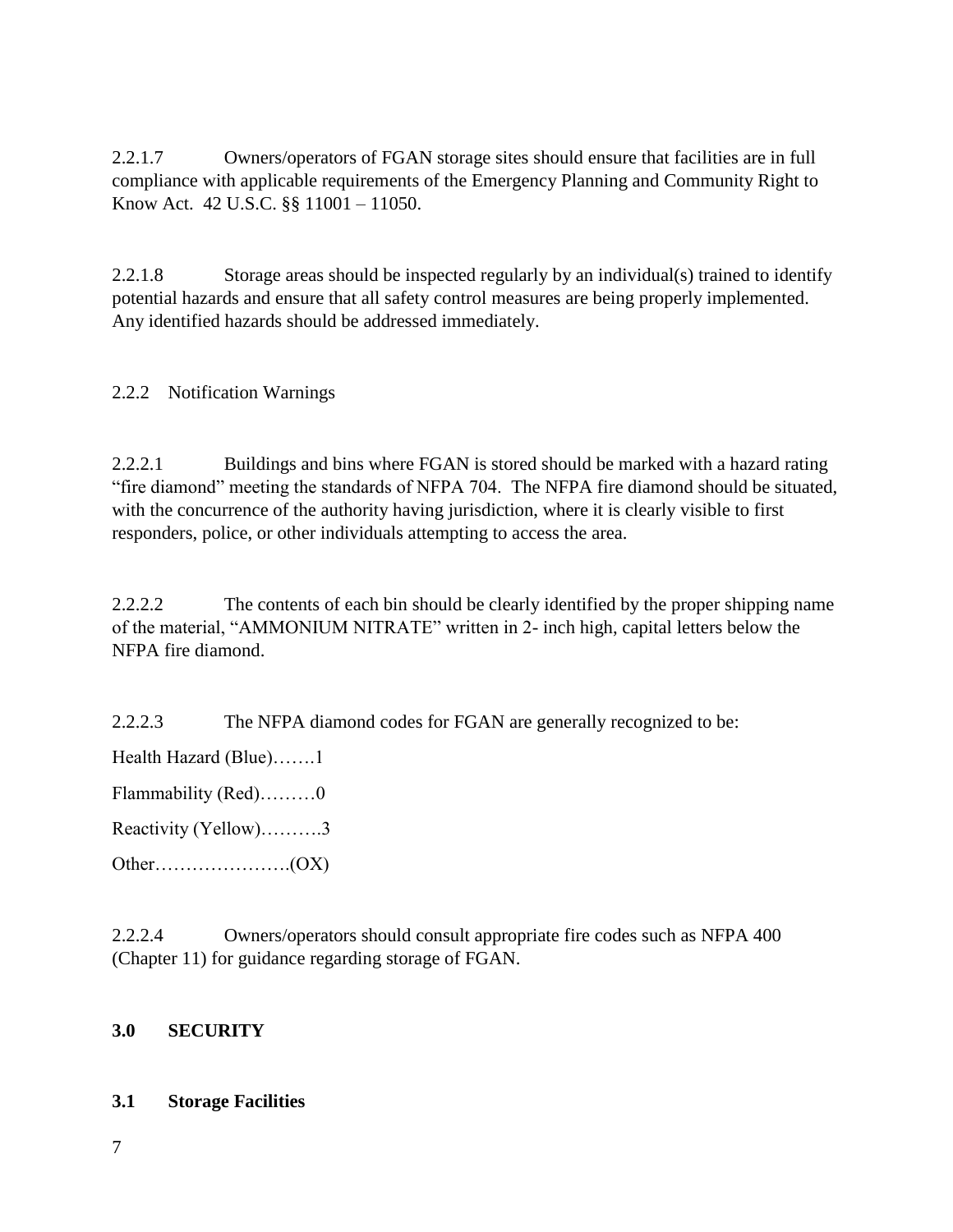2.2.1.7 Owners/operators of FGAN storage sites should ensure that facilities are in full compliance with applicable requirements of the Emergency Planning and Community Right to Know Act. 42 U.S.C. §§ 11001 – 11050.

2.2.1.8 Storage areas should be inspected regularly by an individual(s) trained to identify potential hazards and ensure that all safety control measures are being properly implemented. Any identified hazards should be addressed immediately.

2.2.2 Notification Warnings

2.2.2.1 Buildings and bins where FGAN is stored should be marked with a hazard rating "fire diamond" meeting the standards of NFPA 704. The NFPA fire diamond should be situated, with the concurrence of the authority having jurisdiction, where it is clearly visible to first responders, police, or other individuals attempting to access the area.

2.2.2.2 The contents of each bin should be clearly identified by the proper shipping name of the material, "AMMONIUM NITRATE" written in 2- inch high, capital letters below the NFPA fire diamond.

2.2.2.3 The NFPA diamond codes for FGAN are generally recognized to be:

Health Hazard (Blue)…….1

Flammability (Red)………0

Reactivity (Yellow)……….3

Other………………….(OX)

2.2.2.4 Owners/operators should consult appropriate fire codes such as NFPA 400 (Chapter 11) for guidance regarding storage of FGAN.

## 3.0 SECURITY

### 3.1 Storage Facilities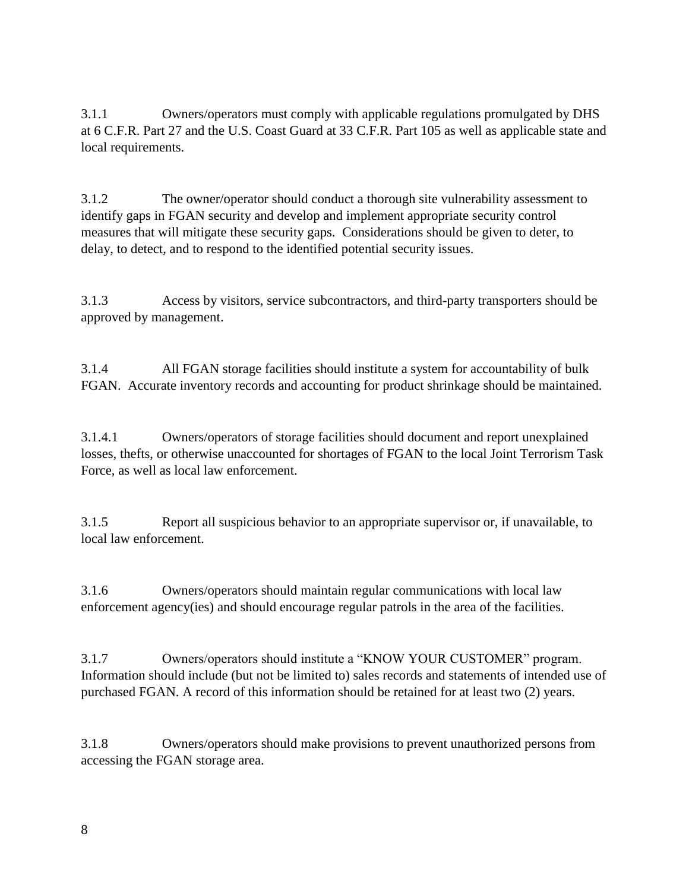3.1.1 Owners/operators must comply with applicable regulations promulgated by DHS at 6 C.F.R. Part 27 and the U.S. Coast Guard at 33 C.F.R. Part 105 as well as applicable state and local requirements.

3.1.2 The owner/operator should conduct a thorough site vulnerability assessment to identify gaps in FGAN security and develop and implement appropriate security control measures that will mitigate these security gaps. Considerations should be given to deter, to delay, to detect, and to respond to the identified potential security issues.

3.1.3 Access by visitors, service subcontractors, and third-party transporters should be approved by management.

3.1.4 All FGAN storage facilities should institute a system for accountability of bulk FGAN. Accurate inventory records and accounting for product shrinkage should be maintained.

3.1.4.1 Owners/operators of storage facilities should document and report unexplained losses, thefts, or otherwise unaccounted for shortages of FGAN to the local Joint Terrorism Task Force, as well as local law enforcement.

3.1.5 Report all suspicious behavior to an appropriate supervisor or, if unavailable, to local law enforcement.

3.1.6 Owners/operators should maintain regular communications with local law enforcement agency(ies) and should encourage regular patrols in the area of the facilities.

3.1.7 Owners/operators should institute a "KNOW YOUR CUSTOMER" program. Information should include (but not be limited to) sales records and statements of intended use of purchased FGAN. A record of this information should be retained for at least two (2) years.

3.1.8 Owners/operators should make provisions to prevent unauthorized persons from accessing the FGAN storage area.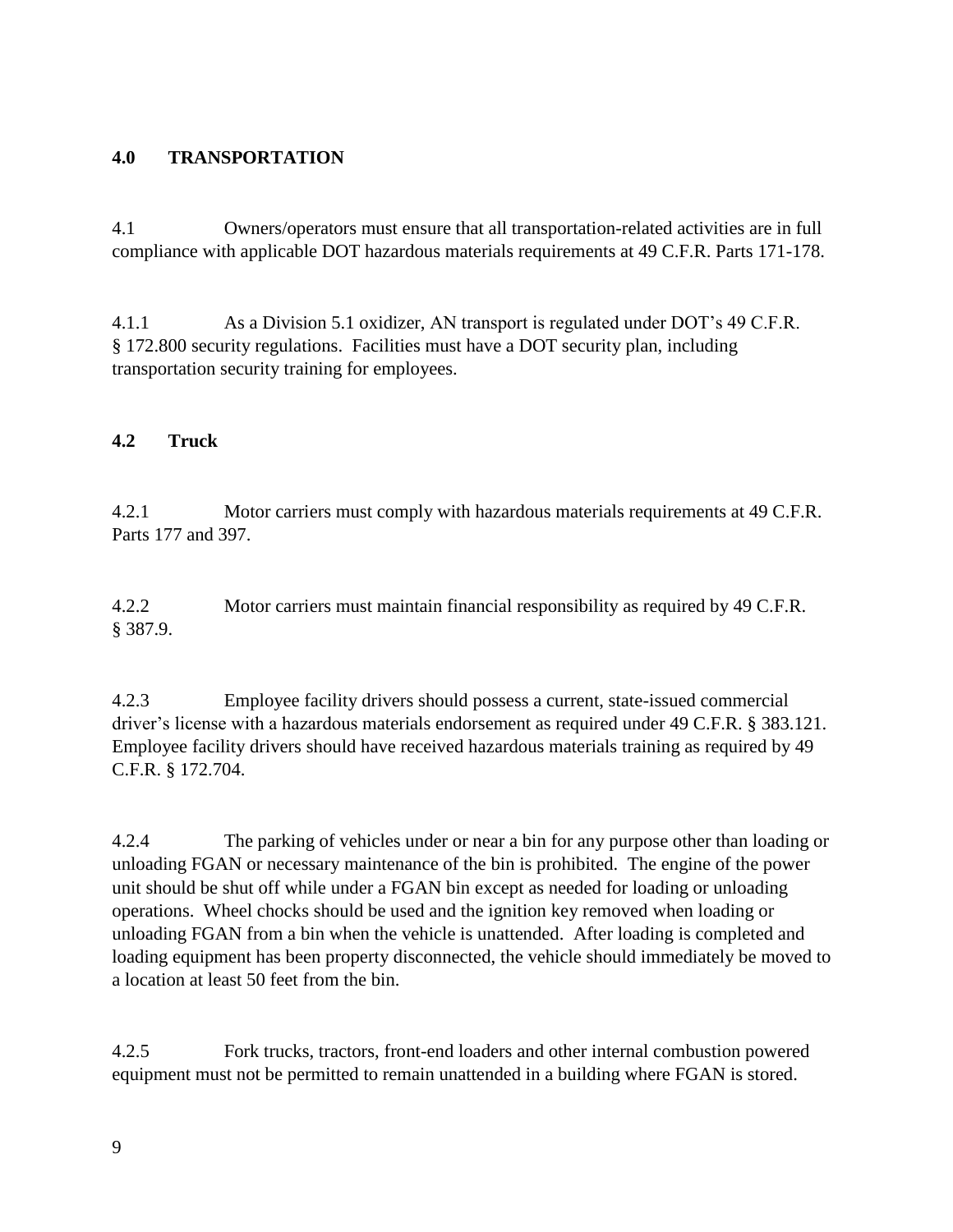## 4.0 TRANSPORTATION

4.1 Owners/operators must ensure that all transportation-related activities are in full compliance with applicable DOT hazardous materials requirements at 49 C.F.R. Parts 171-178.

4.1.1 As a Division 5.1 oxidizer, AN transport is regulated under DOT's 49 C.F.R. § 172.800 security regulations. Facilities must have a DOT security plan, including transportation security training for employees.

### 4.2 Truck

4.2.1 Motor carriers must comply with hazardous materials requirements at 49 C.F.R. Parts 177 and 397.

4.2.2 Motor carriers must maintain financial responsibility as required by 49 C.F.R. § 387.9.

4.2.3 Employee facility drivers should possess a current, state-issued commercial driver's license with a hazardous materials endorsement as required under 49 C.F.R. § 383.121. Employee facility drivers should have received hazardous materials training as required by 49 C.F.R. § 172.704.

4.2.4 The parking of vehicles under or near a bin for any purpose other than loading or unloading FGAN or necessary maintenance of the bin is prohibited. The engine of the power unit should be shut off while under a FGAN bin except as needed for loading or unloading operations. Wheel chocks should be used and the ignition key removed when loading or unloading FGAN from a bin when the vehicle is unattended. After loading is completed and loading equipment has been property disconnected, the vehicle should immediately be moved to a location at least 50 feet from the bin.

4.2.5 Fork trucks, tractors, front-end loaders and other internal combustion powered equipment must not be permitted to remain unattended in a building where FGAN is stored.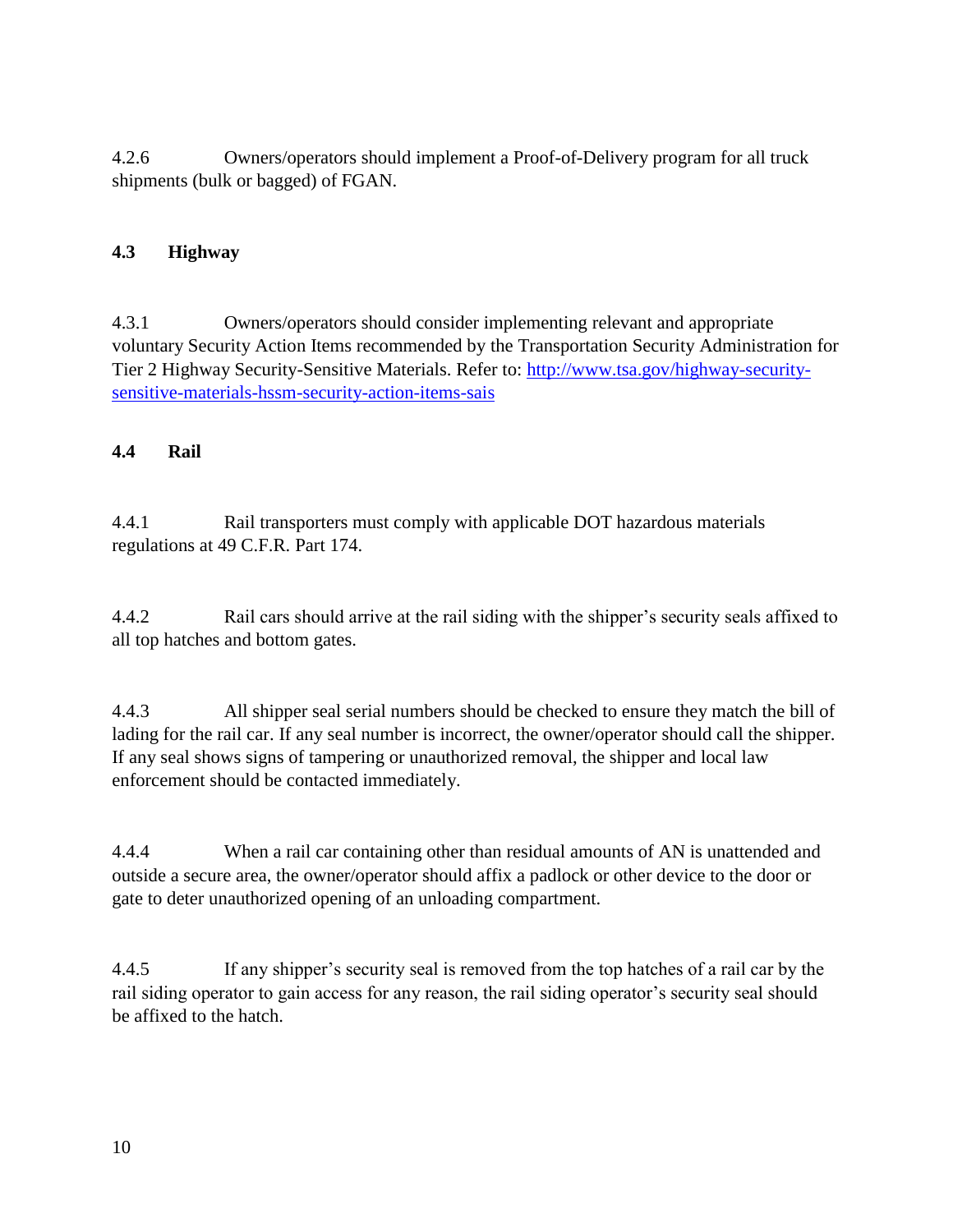4.2.6 Owners/operators should implement a Proof-of-Delivery program for all truck shipments (bulk or bagged) of FGAN.

## 4.3 Highway

4.3.1 Owners/operators should consider implementing relevant and appropriate voluntary Security Action Items recommended by the Transportation Security Administration for Tier 2 Highway Security-Sensitive Materials. Refer to: [http://www.tsa.gov/highway-security-sensitive-materials-hssm-security-action-items-sais](http://www.tsa.gov/highway-security-sensitive-materials-hssm-security-action-items-sais)

## 4.4 Rail

4.4.1 Rail transporters must comply with applicable DOT hazardous materials regulations at 49 C.F.R. Part 174.

4.4.2 Rail cars should arrive at the rail siding with the shipper's security seals affixed to all top hatches and bottom gates.

4.4.3 All shipper seal serial numbers should be checked to ensure they match the bill of lading for the rail car. If any seal number is incorrect, the owner/operator should call the shipper. If any seal shows signs of tampering or unauthorized removal, the shipper and local law enforcement should be contacted immediately.

4.4.4 When a rail car containing other than residual amounts of AN is unattended and outside a secure area, the owner/operator should affix a padlock or other device to the door or gate to deter unauthorized opening of an unloading compartment.

4.4.5 If any shipper's security seal is removed from the top hatches of a rail car by the rail siding operator to gain access for any reason, the rail siding operator's security seal should be affixed to the hatch.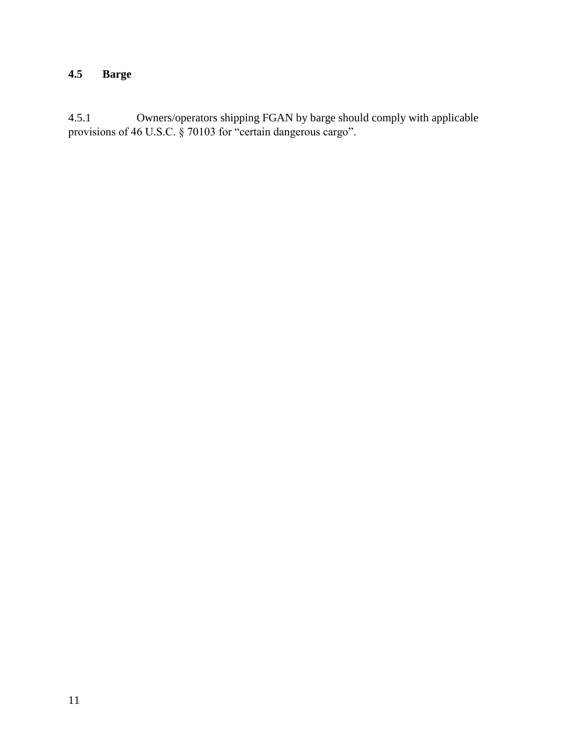### 4.5 Barge

4.5.1 Owners/operators shipping FGAN by barge should comply with applicable provisions of 46 U.S.C. § 70103 for “certain dangerous cargo”.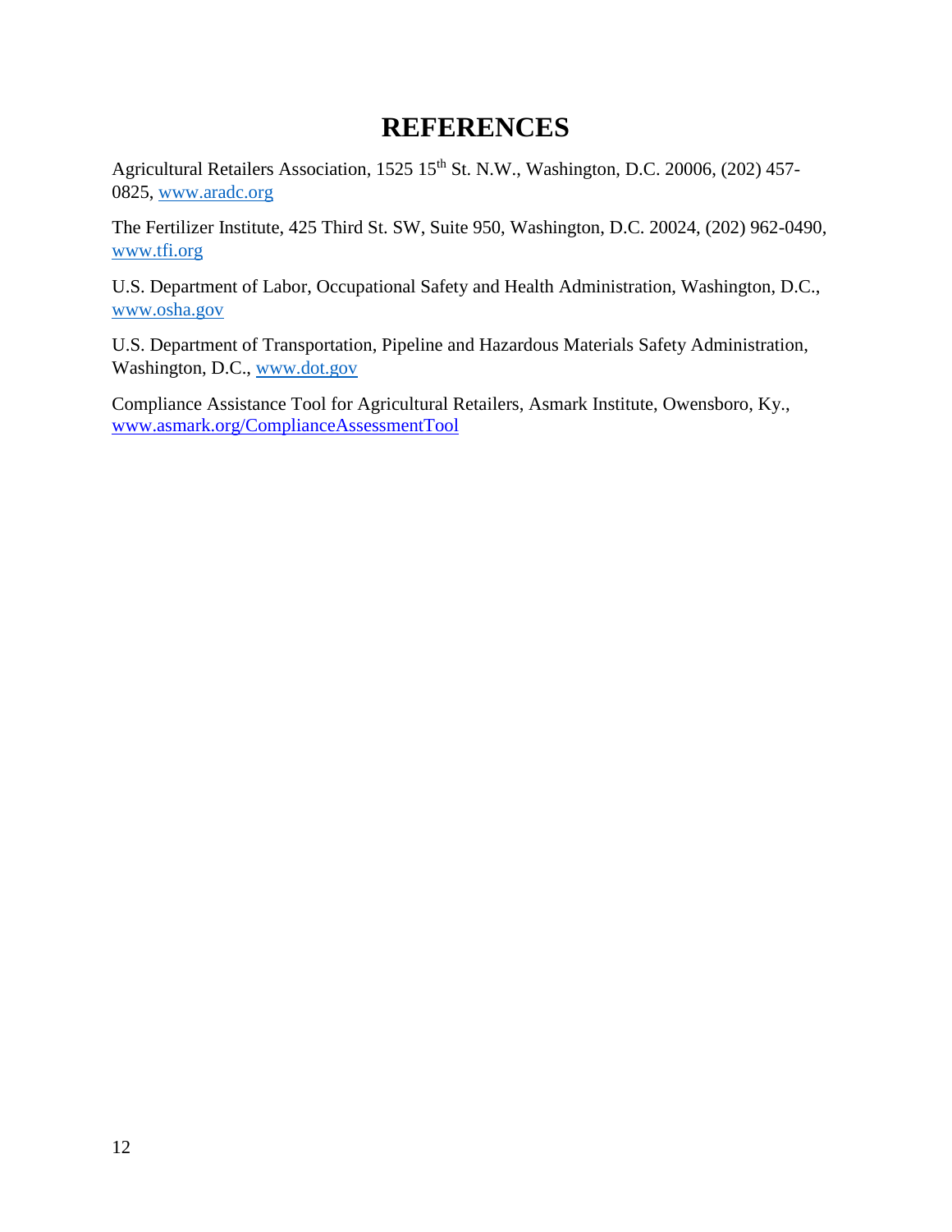# REFERENCES

Agricultural Retailers Association, 1525 15th St. N.W., Washington, D.C. 20006, (202) 457-0825, www.aradc.org

The Fertilizer Institute, 425 Third St. SW, Suite 950, Washington, D.C. 20024, (202) 962-0490, www.tfi.org

U.S. Department of Labor, Occupational Safety and Health Administration, Washington, D.C., www.osha.gov

U.S. Department of Transportation, Pipeline and Hazardous Materials Safety Administration, Washington, D.C., www.dot.gov

Compliance Assistance Tool for Agricultural Retailers, Asmark Institute, Owensboro, Ky., www.asmark.org/ComplianceAssessmentTool